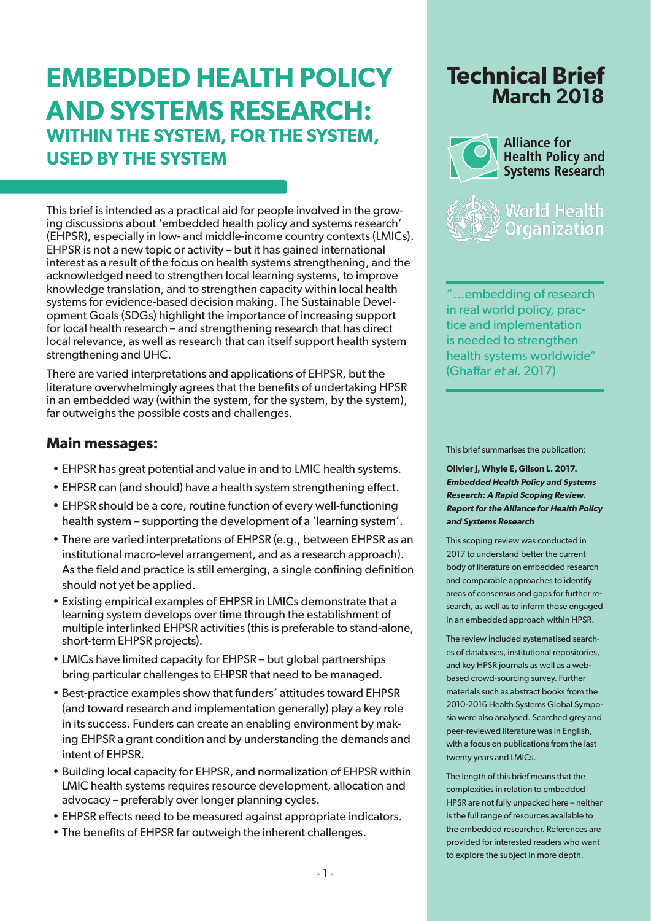# EMBEDDED HEALTH POLICY AND SYSTEMS RESEARCH:

## WITHIN THE SYSTEM, FOR THE SYSTEM, USED BY THE SYSTEM

This brief is intended as a practical aid for people involved in the growing discussions about 'embedded health policy and systems research' (EHPSR), especially in low- and middle-income country contexts (LMICs). EHPSR is not a new topic or activity – but it has gained international interest as a result of the focus on health systems strengthening, and the acknowledged need to strengthen local learning systems, to improve knowledge translation, and to strengthen capacity within local health systems for evidence-based decision making. The Sustainable Development Goals (SDGs) highlight the importance of increasing support for local health research – and strengthening research that has direct local relevance, as well as research that can itself support health system strengthening and UHC.

There are varied interpretations and applications of EHPSR, but the literature overwhelmingly agrees that the benefits of undertaking HPSR in an embedded way (within the system, for the system, by the system), far outweighs the possible costs and challenges.

### Main messages:

- EHPSR has great potential and value in and to LMIC health systems.
- EHPSR can (and should) have a health system strengthening effect.
- EHPSR should be a core, routine function of every well-functioning health system – supporting the development of a 'learning system'.
- There are varied interpretations of EHPSR (e.g., between EHPSR as an institutional macro-level arrangement, and as a research approach). As the field and practice is still emerging, a single confining definition should not yet be applied.
- Existing empirical examples of EHPSR in LMICs demonstrate that a learning system develops over time through the establishment of multiple interlinked EHPSR activities (this is preferable to stand-alone, short-term EHPSR projects).
- LMICs have limited capacity for EHPSR – but global partnerships bring particular challenges to EHPSR that need to be managed.
- Best-practice examples show that funders' attitudes toward EHPSR (and toward research and implementation generally) play a key role in its success. Funders can create an enabling environment by making EHPSR a grant condition and by understanding the demands and intent of EHPSR.
- Building local capacity for EHPSR, and normalization of EHPSR within LMIC health systems requires resource development, allocation and advocacy – preferably over longer planning cycles.
- EHPSR effects need to be measured against appropriate indicators.
- The benefits of EHPSR far outweigh the inherent challenges.

## Technical Brief March 2018

Alliance for Health Policy and Systems Research

World Health Organization

"…embedding of research in real world policy, practice and implementation is needed to strengthen health systems worldwide" (Ghaffar *et al.* 2017)

This brief summarises the publication:

**Olivier J, Whyle E, Gilson L. 2017. *Embedded Health Policy and Systems Research: A Rapid Scoping Review. Report for the Alliance for Health Policy and Systems Research***

This scoping review was conducted in 2017 to understand better the current body of literature on embedded research and comparable approaches to identify areas of consensus and gaps for further research, as well as to inform those engaged in an embedded approach within HPSR.

The review included systematised searches of databases, institutional repositories, and key HPSR journals as well as a web-based crowd-sourcing survey. Further materials such as abstract books from the 2010-2016 Health Systems Global Symposia were also analysed. Searched grey and peer-reviewed literature was in English, with a focus on publications from the last twenty years and LMICs.

The length of this brief means that the complexities in relation to embedded HPSR are not fully unpacked here – neither is the full range of resources available to the embedded researcher. References are provided for interested readers who want to explore the subject in more depth.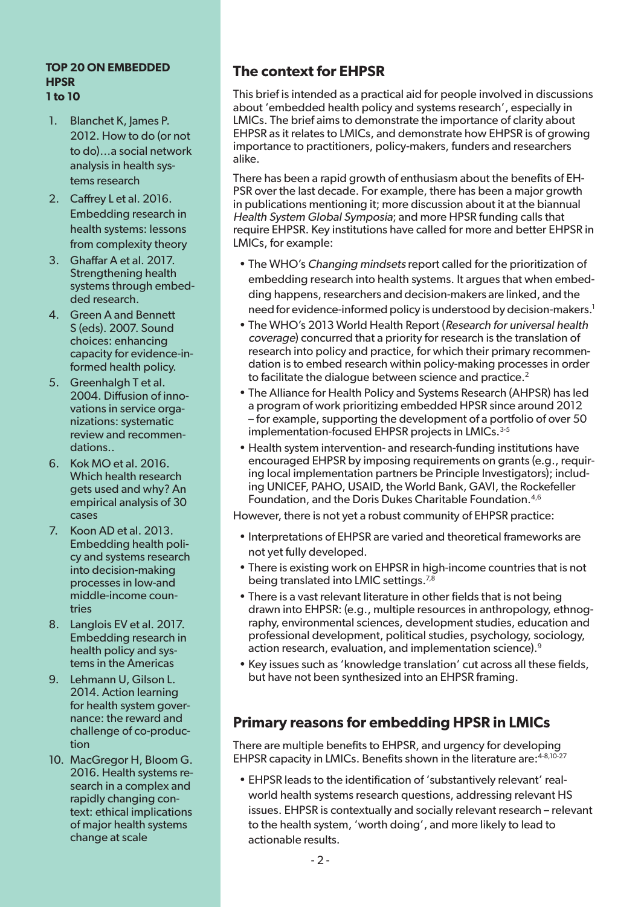**TOP 20 ON EMBEDDED HPSR**
**1 to 10**

1. Blanchet K, James P. 2012. How to do (or not to do)…a social network analysis in health systems research
2. Caffrey L et al. 2016. Embedding research in health systems: lessons from complexity theory
3. Ghaffar A et al. 2017. Strengthening health systems through embedded research.
4. Green A and Bennett S (eds). 2007. Sound choices: enhancing capacity for evidence-informed health policy.
5. Greenhalgh T et al. 2004. Diffusion of innovations in service organizations: systematic review and recommendations..
6. Kok MO et al. 2016. Which health research gets used and why? An empirical analysis of 30 cases
7. Koon AD et al. 2013. Embedding health policy and systems research into decision-making processes in low-and middle-income countries
8. Langlois EV et al. 2017. Embedding research in health policy and systems in the Americas
9. Lehmann U, Gilson L. 2014. Action learning for health system governance: the reward and challenge of co-production
10. MacGregor H, Bloom G. 2016. Health systems research in a complex and rapidly changing context: ethical implications of major health systems change at scale

## The context for EHPSR

This brief is intended as a practical aid for people involved in discussions about 'embedded health policy and systems research', especially in LMICs. The brief aims to demonstrate the importance of clarity about EHPSR as it relates to LMICs, and demonstrate how EHPSR is of growing importance to practitioners, policy-makers, funders and researchers alike.

There has been a rapid growth of enthusiasm about the benefits of EHPSR over the last decade. For example, there has been a major growth in publications mentioning it; more discussion about it at the biannual *Health System Global Symposia*; and more HPSR funding calls that require EHPSR. Key institutions have called for more and better EHPSR in LMICs, for example:

- The WHO's *Changing mindsets* report called for the prioritization of embedding research into health systems. It argues that when embedding happens, researchers and decision-makers are linked, and the need for evidence-informed policy is understood by decision-makers.[1]
- The WHO's 2013 World Health Report (*Research for universal health coverage*) concurred that a priority for research is the translation of research into policy and practice, for which their primary recommendation is to embed research within policy-making processes in order to facilitate the dialogue between science and practice.[2]
- The Alliance for Health Policy and Systems Research (AHPSR) has led a program of work prioritizing embedded HPSR since around 2012 – for example, supporting the development of a portfolio of over 50 implementation-focused EHPSR projects in LMICs.[3-5]
- Health system intervention- and research-funding institutions have encouraged EHPSR by imposing requirements on grants (e.g., requiring local implementation partners be Principle Investigators); including UNICEF, PAHO, USAID, the World Bank, GAVI, the Rockefeller Foundation, and the Doris Dukes Charitable Foundation.[4,6]

However, there is not yet a robust community of EHPSR practice:

- Interpretations of EHPSR are varied and theoretical frameworks are not yet fully developed.
- There is existing work on EHPSR in high-income countries that is not being translated into LMIC settings.[7,8]
- There is a vast relevant literature in other fields that is not being drawn into EHPSR: (e.g., multiple resources in anthropology, ethnography, environmental sciences, development studies, education and professional development, political studies, psychology, sociology, action research, evaluation, and implementation science).[9]
- Key issues such as 'knowledge translation' cut across all these fields, but have not been synthesized into an EHPSR framing.

## Primary reasons for embedding HPSR in LMICs

There are multiple benefits to EHPSR, and urgency for developing EHPSR capacity in LMICs. Benefits shown in the literature are:[4-8,10-27]

- EHPSR leads to the identification of 'substantively relevant' real-world health systems research questions, addressing relevant HS issues. EHPSR is contextually and socially relevant research – relevant to the health system, 'worth doing', and more likely to lead to actionable results.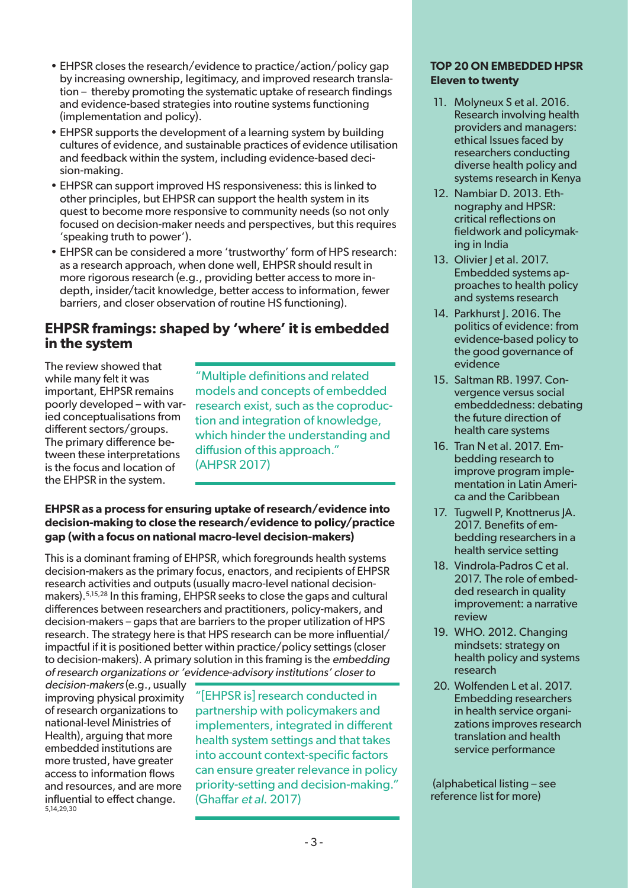- EHPSR closes the research/evidence to practice/action/policy gap by increasing ownership, legitimacy, and improved research translation – thereby promoting the systematic uptake of research findings and evidence-based strategies into routine systems functioning (implementation and policy).
- EHPSR supports the development of a learning system by building cultures of evidence, and sustainable practices of evidence utilisation and feedback within the system, including evidence-based decision-making.
- EHPSR can support improved HS responsiveness: this is linked to other principles, but EHPSR can support the health system in its quest to become more responsive to community needs (so not only focused on decision-maker needs and perspectives, but this requires 'speaking truth to power').
- EHPSR can be considered a more 'trustworthy' form of HPS research: as a research approach, when done well, EHPSR should result in more rigorous research (e.g., providing better access to more in-depth, insider/tacit knowledge, better access to information, fewer barriers, and closer observation of routine HS functioning).

## EHPSR framings: shaped by 'where' it is embedded in the system

The review showed that while many felt it was important, EHPSR remains poorly developed – with varied conceptualisations from different sectors/groups. The primary difference between these interpretations is the focus and location of the EHPSR in the system.

> "Multiple definitions and related models and concepts of embedded research exist, such as the coproduction and integration of knowledge, which hinder the understanding and diffusion of this approach." (AHPSR 2017)

### EHPSR as a process for ensuring uptake of research/evidence into decision-making to close the research/evidence to policy/practice gap (with a focus on national macro-level decision-makers)

This is a dominant framing of EHPSR, which foregrounds health systems decision-makers as the primary focus, enactors, and recipients of EHPSR research activities and outputs (usually macro-level national decision-makers).[5,15,28] In this framing, EHPSR seeks to close the gaps and cultural differences between researchers and practitioners, policy-makers, and decision-makers – gaps that are barriers to the proper utilization of HPS research. The strategy here is that HPS research can be more influential/impactful if it is positioned better within practice/policy settings (closer to decision-makers). A primary solution in this framing is the *embedding of research organizations or 'evidence-advisory institutions' closer to decision-makers* (e.g., usually improving physical proximity of research organizations to national-level Ministries of Health), arguing that more embedded institutions are more trusted, have greater access to information flows and resources, and are more influential to effect change.[5,14,29,30]

> "[EHPSR is] research conducted in partnership with policymakers and implementers, integrated in different health system settings and that takes into account context-specific factors can ensure greater relevance in policy priority-setting and decision-making." (Ghaffar *et al.* 2017)

**TOP 20 ON EMBEDDED HPSR**
**Eleven to twenty**

11. Molyneux S et al. 2016. Research involving health providers and managers: ethical Issues faced by researchers conducting diverse health policy and systems research in Kenya
12. Nambiar D. 2013. Ethnography and HPSR: critical reflections on fieldwork and policymaking in India
13. Olivier J et al. 2017. Embedded systems approaches to health policy and systems research
14. Parkhurst J. 2016. The politics of evidence: from evidence-based policy to the good governance of evidence
15. Saltman RB. 1997. Convergence versus social embeddedness: debating the future direction of health care systems
16. Tran N et al. 2017. Embedding research to improve program implementation in Latin America and the Caribbean
17. Tugwell P, Knottnerus JA. 2017. Benefits of embedding researchers in a health service setting
18. Vindrola-Padros C et al. 2017. The role of embedded research in quality improvement: a narrative review
19. WHO. 2012. Changing mindsets: strategy on health policy and systems research
20. Wolfenden L et al. 2017. Embedding researchers in health service organizations improves research translation and health service performance

(alphabetical listing – see reference list for more)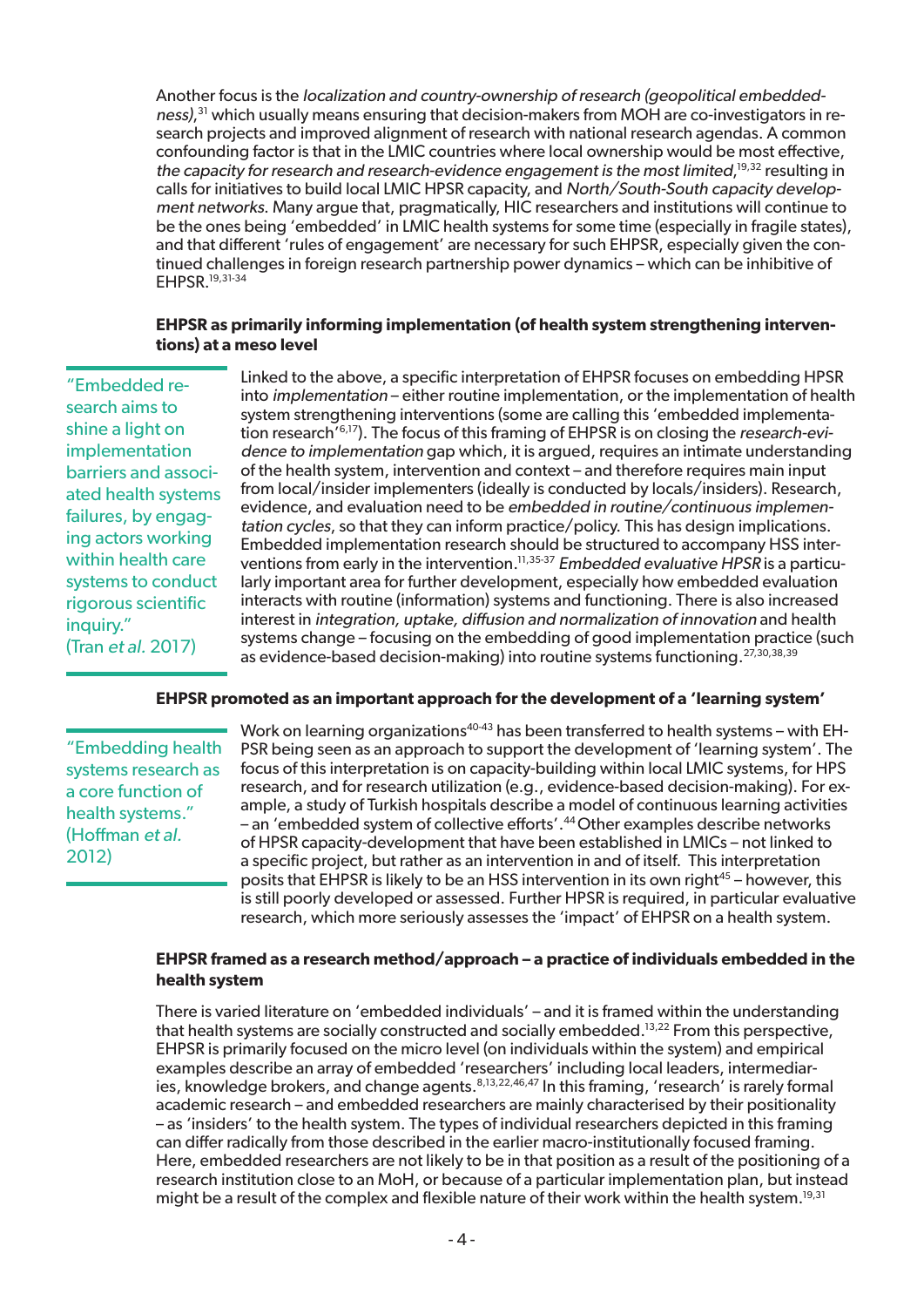Another focus is the *localization and country-ownership of research (geopolitical embeddedness)*,[31] which usually means ensuring that decision-makers from MOH are co-investigators in research projects and improved alignment of research with national research agendas. A common confounding factor is that in the LMIC countries where local ownership would be most effective, *the capacity for research and research-evidence engagement is the most limited*,[19,32] resulting in calls for initiatives to build local LMIC HPSR capacity, and *North/South-South capacity development networks*. Many argue that, pragmatically, HIC researchers and institutions will continue to be the ones being 'embedded' in LMIC health systems for some time (especially in fragile states), and that different 'rules of engagement' are necessary for such EHPSR, especially given the continued challenges in foreign research partnership power dynamics – which can be inhibitive of EHPSR.[19,31-34]

**EHPSR as primarily informing implementation (of health system strengthening interventions) at a meso level**

> "Embedded research aims to shine a light on implementation barriers and associated health systems failures, by engaging actors working within health care systems to conduct rigorous scientific inquiry." (Tran *et al*. 2017)

Linked to the above, a specific interpretation of EHPSR focuses on embedding HPSR into *implementation* – either routine implementation, or the implementation of health system strengthening interventions (some are calling this 'embedded implementation research'[6,17]). The focus of this framing of EHPSR is on closing the *research-evidence to implementation* gap which, it is argued, requires an intimate understanding of the health system, intervention and context – and therefore requires main input from local/insider implementers (ideally is conducted by locals/insiders). Research, evidence, and evaluation need to be *embedded in routine/continuous implementation cycles*, so that they can inform practice/policy. This has design implications. Embedded implementation research should be structured to accompany HSS interventions from early in the intervention.[11,35-37] *Embedded evaluative HPSR* is a particularly important area for further development, especially how embedded evaluation interacts with routine (information) systems and functioning. There is also increased interest in *integration, uptake, diffusion and normalization of innovation* and health systems change – focusing on the embedding of good implementation practice (such as evidence-based decision-making) into routine systems functioning.[27,30,38,39]

**EHPSR promoted as an important approach for the development of a 'learning system'**

> "Embedding health systems research as a core function of health systems." (Hoffman *et al.* 2012)

Work on learning organizations[40-43] has been transferred to health systems – with EHPSR being seen as an approach to support the development of 'learning system'. The focus of this interpretation is on capacity-building within local LMIC systems, for HPS research, and for research utilization (e.g., evidence-based decision-making). For example, a study of Turkish hospitals describe a model of continuous learning activities – an 'embedded system of collective efforts'.[44] Other examples describe networks of HPSR capacity-development that have been established in LMICs – not linked to a specific project, but rather as an intervention in and of itself. This interpretation posits that EHPSR is likely to be an HSS intervention in its own right[45] – however, this is still poorly developed or assessed. Further HPSR is required, in particular evaluative research, which more seriously assesses the 'impact' of EHPSR on a health system.

**EHPSR framed as a research method/approach – a practice of individuals embedded in the health system**

There is varied literature on 'embedded individuals' – and it is framed within the understanding that health systems are socially constructed and socially embedded.[13,22] From this perspective, EHPSR is primarily focused on the micro level (on individuals within the system) and empirical examples describe an array of embedded 'researchers' including local leaders, intermediaries, knowledge brokers, and change agents.[8,13,22,46,47] In this framing, 'research' is rarely formal academic research – and embedded researchers are mainly characterised by their positionality – as 'insiders' to the health system. The types of individual researchers depicted in this framing can differ radically from those described in the earlier macro-institutionally focused framing. Here, embedded researchers are not likely to be in that position as a result of the positioning of a research institution close to an MoH, or because of a particular implementation plan, but instead might be a result of the complex and flexible nature of their work within the health system.[19,31]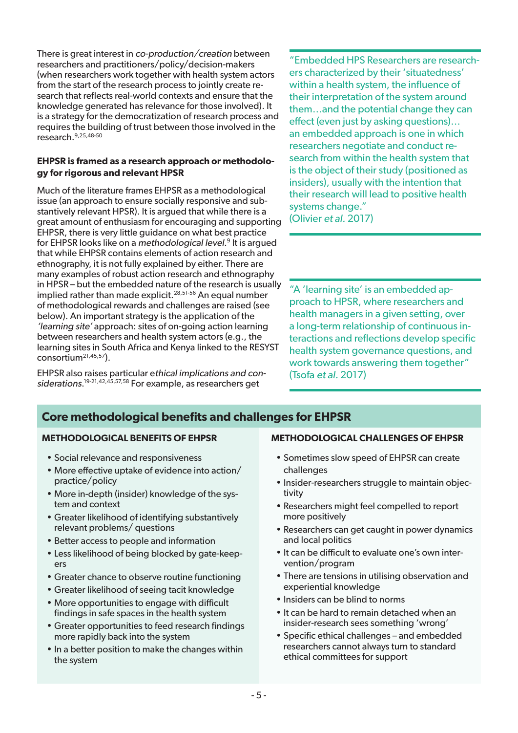There is great interest in *co-production/creation* between researchers and practitioners/policy/decision-makers (when researchers work together with health system actors from the start of the research process to jointly create research that reflects real-world contexts and ensure that the knowledge generated has relevance for those involved). It is a strategy for the democratization of research process and requires the building of trust between those involved in the research.[9,25,48-50]

**EHPSR is framed as a research approach or methodology for rigorous and relevant HPSR**

Much of the literature frames EHPSR as a methodological issue (an approach to ensure socially responsive and substantively relevant HPSR). It is argued that while there is a great amount of enthusiasm for encouraging and supporting EHPSR, there is very little guidance on what best practice for EHPSR looks like on a *methodological level*.[9] It is argued that while EHPSR contains elements of action research and ethnography, it is not fully explained by either. There are many examples of robust action research and ethnography in HPSR – but the embedded nature of the research is usually implied rather than made explicit.[28,51-56] An equal number of methodological rewards and challenges are raised (see below). An important strategy is the application of the *'learning site'* approach: sites of on-going action learning between researchers and health system actors (e.g., the learning sites in South Africa and Kenya linked to the RESYST consortium[21,45,57]).

EHPSR also raises particular e*thical implications and considerations*.[19-21,42,45,57,58] For example, as researchers get

> "Embedded HPS Researchers are researchers characterized by their 'situatedness' within a health system, the influence of their interpretation of the system around them…and the potential change they can effect (even just by asking questions)… an embedded approach is one in which researchers negotiate and conduct research from within the health system that is the object of their study (positioned as insiders), usually with the intention that their research will lead to positive health systems change."
> (Olivier *et al.* 2017)

> "A 'learning site' is an embedded approach to HPSR, where researchers and health managers in a given setting, over a long-term relationship of continuous interactions and reflections develop specific health system governance questions, and work towards answering them together"
> (Tsofa *et al.* 2017)

## Core methodological benefits and challenges for EHPSR

**METHODOLOGICAL BENEFITS OF EHPSR**

- Social relevance and responsiveness
- More effective uptake of evidence into action/ practice/policy
- More in-depth (insider) knowledge of the system and context
- Greater likelihood of identifying substantively relevant problems/ questions
- Better access to people and information
- Less likelihood of being blocked by gate-keepers
- Greater chance to observe routine functioning
- Greater likelihood of seeing tacit knowledge
- More opportunities to engage with difficult findings in safe spaces in the health system
- Greater opportunities to feed research findings more rapidly back into the system
- In a better position to make the changes within the system

**METHODOLOGICAL CHALLENGES OF EHPSR**

- Sometimes slow speed of EHPSR can create challenges
- Insider-researchers struggle to maintain objectivity
- Researchers might feel compelled to report more positively
- Researchers can get caught in power dynamics and local politics
- It can be difficult to evaluate one's own intervention/program
- There are tensions in utilising observation and experiential knowledge
- Insiders can be blind to norms
- It can be hard to remain detached when an insider-research sees something 'wrong'
- Specific ethical challenges – and embedded researchers cannot always turn to standard ethical committees for support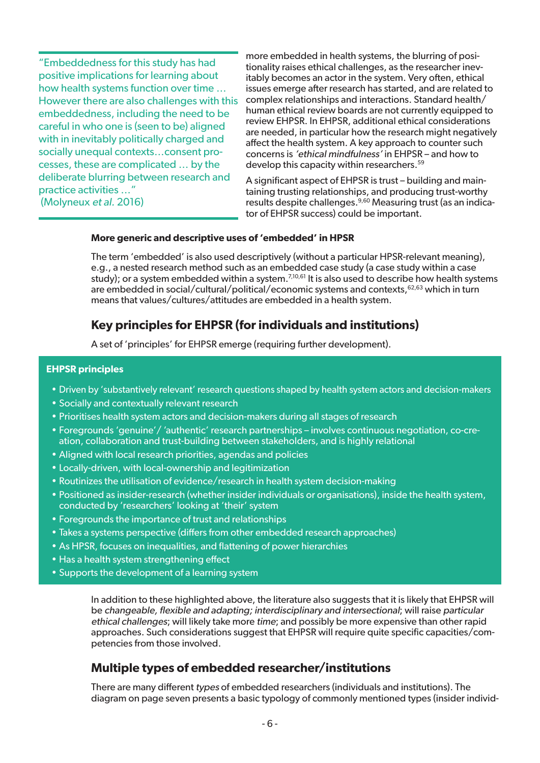> "Embeddedness for this study has had positive implications for learning about how health systems function over time … However there are also challenges with this embeddedness, including the need to be careful in who one is (seen to be) aligned with in inevitably politically charged and socially unequal contexts…consent processes, these are complicated … by the deliberate blurring between research and practice activities …"
> (Molyneux *et al.* 2016)

more embedded in health systems, the blurring of positionality raises ethical challenges, as the researcher inevitably becomes an actor in the system. Very often, ethical issues emerge after research has started, and are related to complex relationships and interactions. Standard health/human ethical review boards are not currently equipped to review EHPSR. In EHPSR, additional ethical considerations are needed, in particular how the research might negatively affect the health system. A key approach to counter such concerns is *'ethical mindfulness'* in EHPSR – and how to develop this capacity within researchers.[59]

A significant aspect of EHPSR is trust – building and maintaining trusting relationships, and producing trust-worthy results despite challenges.[9,60] Measuring trust (as an indicator of EHPSR success) could be important.

#### More generic and descriptive uses of 'embedded' in HPSR

The term 'embedded' is also used descriptively (without a particular HPSR-relevant meaning), e.g., a nested research method such as an embedded case study (a case study within a case study); or a system embedded within a system.[7,10,61] It is also used to describe how health systems are embedded in social/cultural/political/economic systems and contexts,[62,63] which in turn means that values/cultures/attitudes are embedded in a health system.

## Key principles for EHPSR (for individuals and institutions)

A set of 'principles' for EHPSR emerge (requiring further development).

**EHPSR principles**

- Driven by 'substantively relevant' research questions shaped by health system actors and decision-makers
- Socially and contextually relevant research
- Prioritises health system actors and decision-makers during all stages of research
- Foregrounds 'genuine'/ 'authentic' research partnerships – involves continuous negotiation, co-creation, collaboration and trust-building between stakeholders, and is highly relational
- Aligned with local research priorities, agendas and policies
- Locally-driven, with local-ownership and legitimization
- Routinizes the utilisation of evidence/research in health system decision-making
- Positioned as insider-research (whether insider individuals or organisations), inside the health system, conducted by 'researchers' looking at 'their' system
- Foregrounds the importance of trust and relationships
- Takes a systems perspective (differs from other embedded research approaches)
- As HPSR, focuses on inequalities, and flattening of power hierarchies
- Has a health system strengthening effect
- Supports the development of a learning system

In addition to these highlighted above, the literature also suggests that it is likely that EHPSR will be *changeable, flexible and adapting; interdisciplinary and intersectional*; will raise *particular ethical challenges*; will likely take more *time*; and possibly be more expensive than other rapid approaches. Such considerations suggest that EHPSR will require quite specific capacities/competencies from those involved.

## Multiple types of embedded researcher/institutions

There are many different *types* of embedded researchers (individuals and institutions). The diagram on page seven presents a basic typology of commonly mentioned types (insider individ-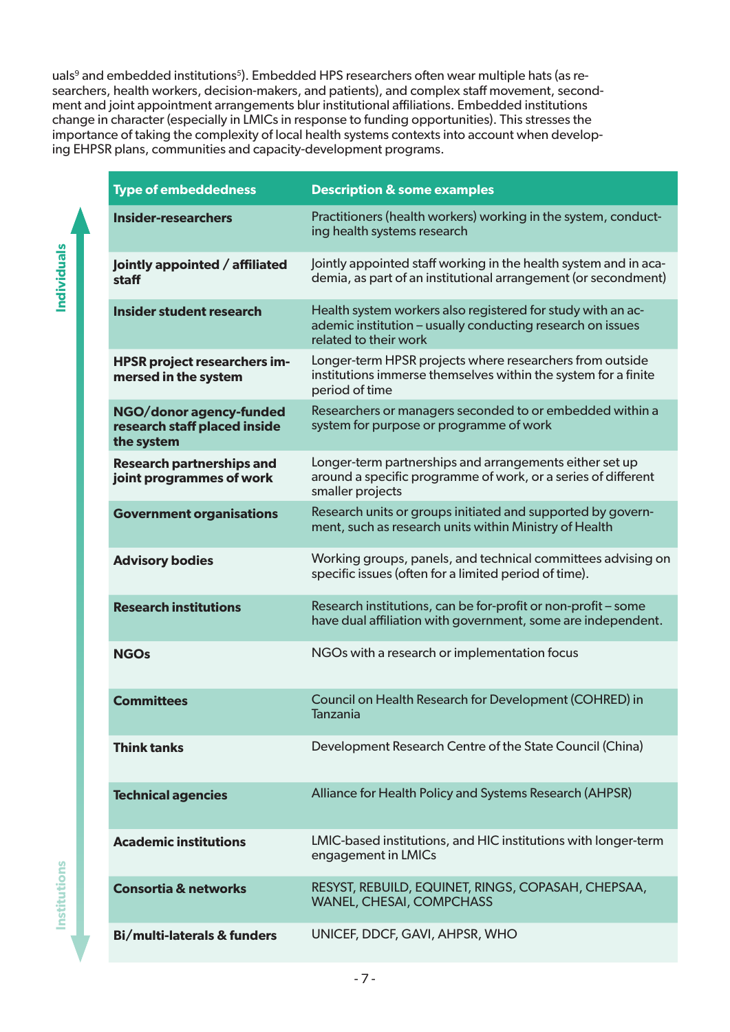uals[9] and embedded institutions[5]). Embedded HPS researchers often wear multiple hats (as researchers, health workers, decision-makers, and patients), and complex staff movement, secondment and joint appointment arrangements blur institutional affiliations. Embedded institutions change in character (especially in LMICs in response to funding opportunities). This stresses the importance of taking the complexity of local health systems contexts into account when developing EHPSR plans, communities and capacity-development programs.

| Type of embeddedness | Description & some examples |
|---|---|
| **Insider-researchers** | Practitioners (health workers) working in the system, conducting health systems research |
| **Jointly appointed / affiliated staff** | Jointly appointed staff working in the health system and in academia, as part of an institutional arrangement (or secondment) |
| **Insider student research** | Health system workers also registered for study with an academic institution – usually conducting research on issues related to their work |
| **HPSR project researchers immersed in the system** | Longer-term HPSR projects where researchers from outside institutions immerse themselves within the system for a finite period of time |
| **NGO/donor agency-funded research staff placed inside the system** | Researchers or managers seconded to or embedded within a system for purpose or programme of work |
| **Research partnerships and joint programmes of work** | Longer-term partnerships and arrangements either set up around a specific programme of work, or a series of different smaller projects |
| **Government organisations** | Research units or groups initiated and supported by government, such as research units within Ministry of Health |
| **Advisory bodies** | Working groups, panels, and technical committees advising on specific issues (often for a limited period of time). |
| **Research institutions** | Research institutions, can be for-profit or non-profit – some have dual affiliation with government, some are independent. |
| **NGOs** | NGOs with a research or implementation focus |
| **Committees** | Council on Health Research for Development (COHRED) in Tanzania |
| **Think tanks** | Development Research Centre of the State Council (China) |
| **Technical agencies** | Alliance for Health Policy and Systems Research (AHPSR) |
| **Academic institutions** | LMIC-based institutions, and HIC institutions with longer-term engagement in LMICs |
| **Consortia & networks** | RESYST, REBUILD, EQUINET, RINGS, COPASAH, CHEPSAA, WANEL, CHESAI, COMPCHASS |
| **Bi/multi-laterals & funders** | UNICEF, DDCF, GAVI, AHPSR, WHO |

Individuals ↔ Institutions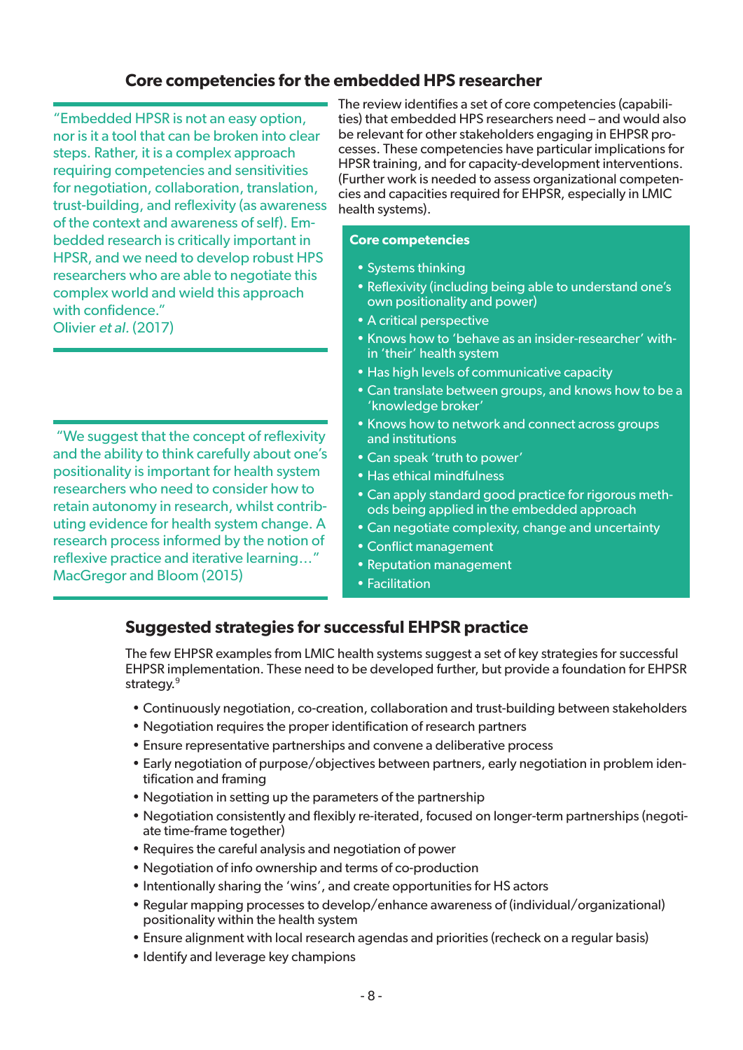## Core competencies for the embedded HPS researcher

"Embedded HPSR is not an easy option, nor is it a tool that can be broken into clear steps. Rather, it is a complex approach requiring competencies and sensitivities for negotiation, collaboration, translation, trust-building, and reflexivity (as awareness of the context and awareness of self). Embedded research is critically important in HPSR, and we need to develop robust HPS researchers who are able to negotiate this complex world and wield this approach with confidence."
Olivier *et al*. (2017)

"We suggest that the concept of reflexivity and the ability to think carefully about one's positionality is important for health system researchers who need to consider how to retain autonomy in research, whilst contributing evidence for health system change. A research process informed by the notion of reflexive practice and iterative learning…"
MacGregor and Bloom (2015)

The review identifies a set of core competencies (capabilities) that embedded HPS researchers need – and would also be relevant for other stakeholders engaging in EHPSR processes. These competencies have particular implications for HPSR training, and for capacity-development interventions. (Further work is needed to assess organizational competencies and capacities required for EHPSR, especially in LMIC health systems).

**Core competencies**

- Systems thinking
- Reflexivity (including being able to understand one's own positionality and power)
- A critical perspective
- Knows how to 'behave as an insider-researcher' within 'their' health system
- Has high levels of communicative capacity
- Can translate between groups, and knows how to be a 'knowledge broker'
- Knows how to network and connect across groups and institutions
- Can speak 'truth to power'
- Has ethical mindfulness
- Can apply standard good practice for rigorous methods being applied in the embedded approach
- Can negotiate complexity, change and uncertainty
- Conflict management
- Reputation management
- Facilitation

## Suggested strategies for successful EHPSR practice

The few EHPSR examples from LMIC health systems suggest a set of key strategies for successful EHPSR implementation. These need to be developed further, but provide a foundation for EHPSR strategy.[9]

- Continuously negotiation, co-creation, collaboration and trust-building between stakeholders
- Negotiation requires the proper identification of research partners
- Ensure representative partnerships and convene a deliberative process
- Early negotiation of purpose/objectives between partners, early negotiation in problem identification and framing
- Negotiation in setting up the parameters of the partnership
- Negotiation consistently and flexibly re-iterated, focused on longer-term partnerships (negotiate time-frame together)
- Requires the careful analysis and negotiation of power
- Negotiation of info ownership and terms of co-production
- Intentionally sharing the 'wins', and create opportunities for HS actors
- Regular mapping processes to develop/enhance awareness of (individual/organizational) positionality within the health system
- Ensure alignment with local research agendas and priorities (recheck on a regular basis)
- Identify and leverage key champions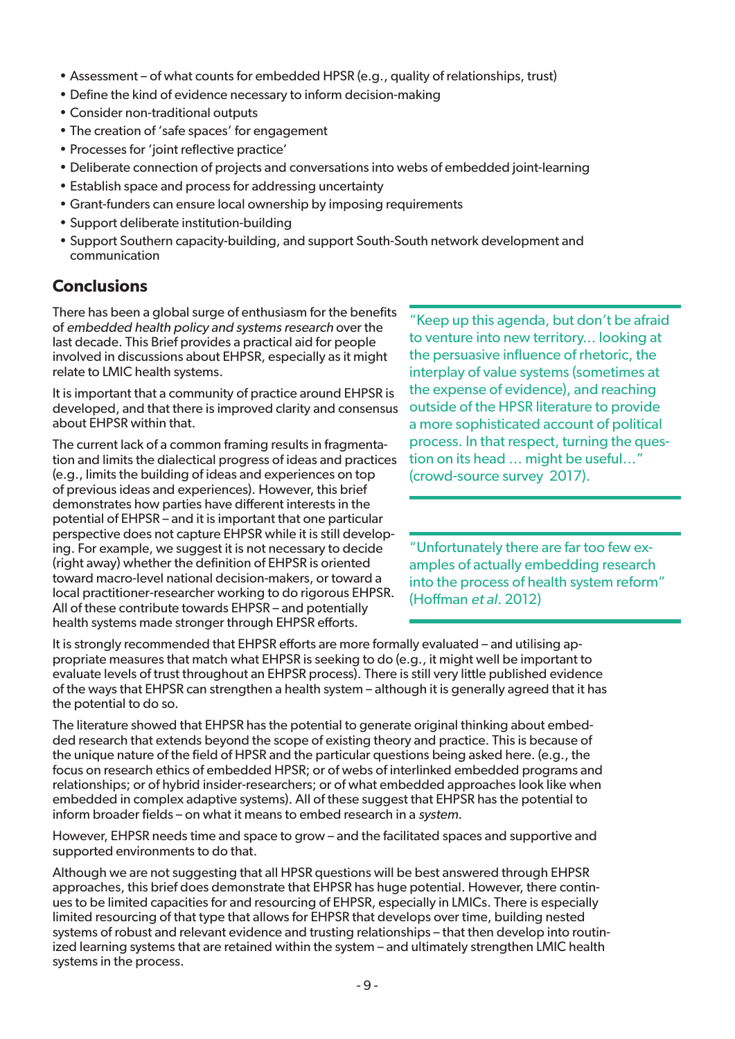- Assessment – of what counts for embedded HPSR (e.g., quality of relationships, trust)
- Define the kind of evidence necessary to inform decision-making
- Consider non-traditional outputs
- The creation of 'safe spaces' for engagement
- Processes for 'joint reflective practice'
- Deliberate connection of projects and conversations into webs of embedded joint-learning
- Establish space and process for addressing uncertainty
- Grant-funders can ensure local ownership by imposing requirements
- Support deliberate institution-building
- Support Southern capacity-building, and support South-South network development and communication

## Conclusions

There has been a global surge of enthusiasm for the benefits of *embedded health policy and systems research* over the last decade. This Brief provides a practical aid for people involved in discussions about EHPSR, especially as it might relate to LMIC health systems.

It is important that a community of practice around EHPSR is developed, and that there is improved clarity and consensus about EHPSR within that.

The current lack of a common framing results in fragmentation and limits the dialectical progress of ideas and practices (e.g., limits the building of ideas and experiences on top of previous ideas and experiences). However, this brief demonstrates how parties have different interests in the potential of EHPSR – and it is important that one particular perspective does not capture EHPSR while it is still developing. For example, we suggest it is not necessary to decide (right away) whether the definition of EHPSR is oriented toward macro-level national decision-makers, or toward a local practitioner-researcher working to do rigorous EHPSR. All of these contribute towards EHPSR – and potentially health systems made stronger through EHPSR efforts.

> "Keep up this agenda, but don't be afraid to venture into new territory… looking at the persuasive influence of rhetoric, the interplay of value systems (sometimes at the expense of evidence), and reaching outside of the HPSR literature to provide a more sophisticated account of political process. In that respect, turning the question on its head … might be useful…" (crowd-source survey 2017).

> "Unfortunately there are far too few examples of actually embedding research into the process of health system reform" (Hoffman *et al.* 2012)

It is strongly recommended that EHPSR efforts are more formally evaluated – and utilising appropriate measures that match what EHPSR is seeking to do (e.g., it might well be important to evaluate levels of trust throughout an EHPSR process). There is still very little published evidence of the ways that EHPSR can strengthen a health system – although it is generally agreed that it has the potential to do so.

The literature showed that EHPSR has the potential to generate original thinking about embedded research that extends beyond the scope of existing theory and practice. This is because of the unique nature of the field of HPSR and the particular questions being asked here. (e.g., the focus on research ethics of embedded HPSR; or of webs of interlinked embedded programs and relationships; or of hybrid insider-researchers; or of what embedded approaches look like when embedded in complex adaptive systems). All of these suggest that EHPSR has the potential to inform broader fields – on what it means to embed research in a *system*.

However, EHPSR needs time and space to grow – and the facilitated spaces and supportive and supported environments to do that.

Although we are not suggesting that all HPSR questions will be best answered through EHPSR approaches, this brief does demonstrate that EHPSR has huge potential. However, there continues to be limited capacities for and resourcing of EHPSR, especially in LMICs. There is especially limited resourcing of that type that allows for EHPSR that develops over time, building nested systems of robust and relevant evidence and trusting relationships – that then develop into routinized learning systems that are retained within the system – and ultimately strengthen LMIC health systems in the process.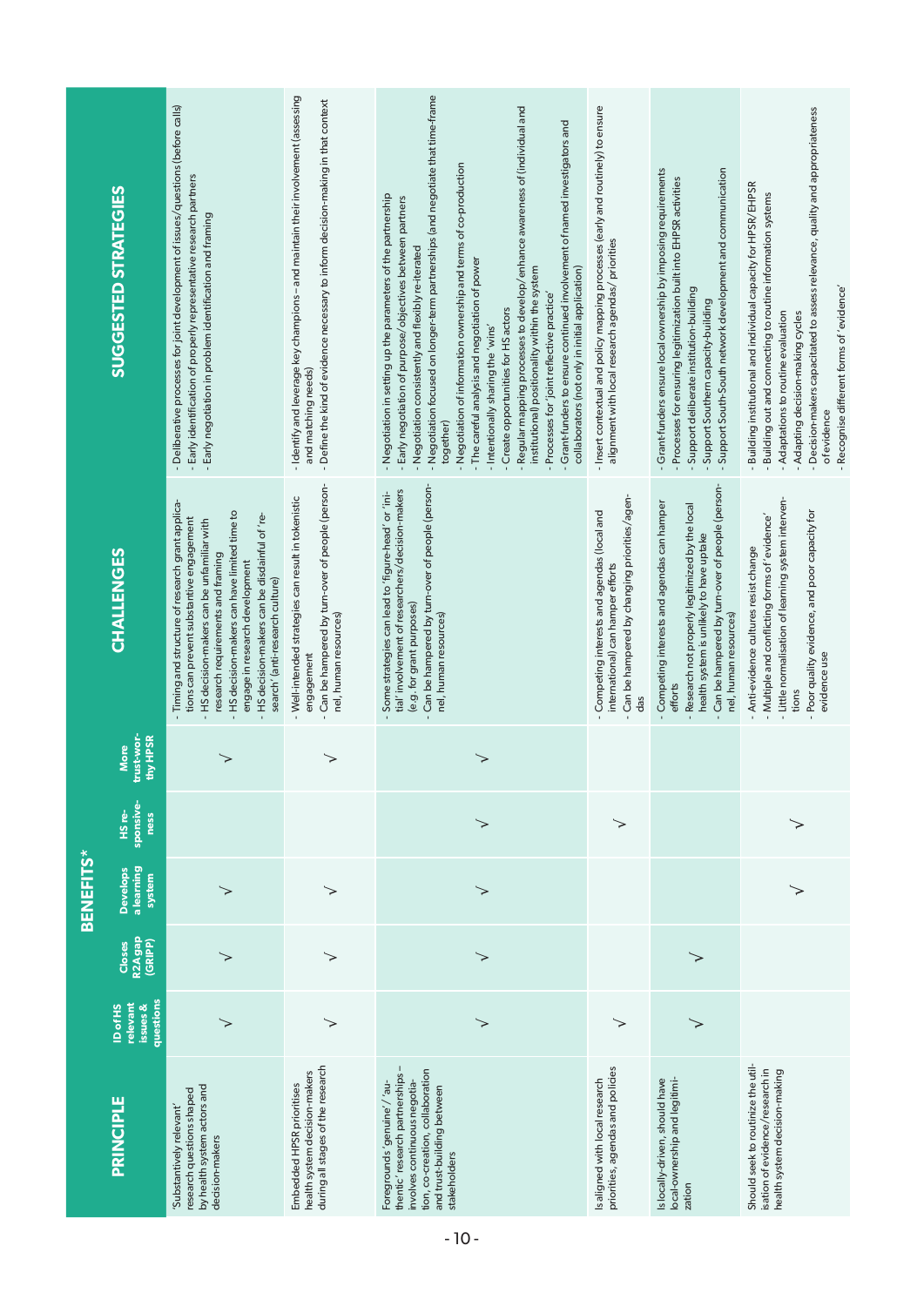| PRINCIPLE | BENEFITS* | | | | | CHALLENGES | SUGGESTED STRATEGIES |
|---|---|---|---|---|---|---|---|
| | ID of HS relevant issues & questions | Closes R2A gap (GRIPP) | Develops a learning system | HS responsiveness | More trust-worthy HPSR | | |
| 'Substantively relevant' research questions shaped by health system actors and decision-makers | √ | √ | √ | | √ | - Timing and structure of research grant applications can prevent substantive engagement<br>- HS decision-makers can be unfamiliar with research requirements and framing<br>- HS decision-makers can have limited time to engage in research development<br>- HS decision-makers can be disdainful of 'research' (anti-research culture) | - Deliberative processes for joint development of issues/questions (before calls)<br>- Early identification of properly representative research partners<br>- Early negotiation in problem identification and framing |
| Embedded HPSR prioritises health system decision-makers during all stages of the research | √ | √ | √ | | √ | - Well-intended strategies can result in tokenistic engagement<br>- Can be hampered by turn-over of people (personnel, human resources) | - Identify and leverage key champions – and maintain their involvement (assessing and matching needs)<br>- Define the kind of evidence necessary to inform decision-making in that context |
| Foregrounds 'genuine'/'authentic' research partnerships – involves continuous negotiation, co-creation, collaboration and trust-building between stakeholders | √ | √ | √ | √ | √ | - Some strategies can lead to 'figure-head' or 'initial' involvement of researchers/decision-makers (e.g. for grant purposes)<br>- Can be hampered by turn-over of people (personnel, human resources) | - Negotiation in setting up the parameters of the partnership<br>- Early negotiation of purpose/objectives between partners<br>- Negotiation consistently and flexibly re-iterated<br>- Negotiation focused on longer-term partnerships (and negotiate that time-frame together)<br>- Negotiation of information ownership and terms of co-production<br>- The careful analysis and negotiation of power<br>- Intentionally sharing the 'wins'<br>- Create opportunities for HS actors<br>- Regular mapping processes to develop/enhance awareness of (individual and institutional) positionality within the system<br>- Processes for 'joint reflective practice'<br>- Grant-funders to ensure continued involvement of named investigators and collaborators (not only in initial application) |
| Is aligned with local research priorities, agendas and policies | √ | | | √ | | - Competing interests and agendas (local and international) can hamper efforts<br>- Can be hampered by changing priorities/agendas | - Insert contextual and policy mapping processes (early and routinely) to ensure alignment with local research agendas/ priorities |
| Is locally-driven, should have local-ownership and legitimization | √ | √ | | | | - Competing interests and agendas can hamper efforts<br>- Research not properly legitimized by the local health system is unlikely to have uptake<br>- Can be hampered by turn-over of people (personnel, human resources) | - Grant-funders ensure local ownership by imposing requirements<br>- Processes for ensuring legitimization built into EHPSR activities<br>- Support deliberate institution-building<br>- Support Southern capacity-building<br>- Support South-South network development and communication |
| Should seek to routinize the utilisation of evidence/research in health system decision-making | | | √ | √ | | - Anti-evidence cultures resist change<br>- Multiple and conflicting forms of 'evidence'<br>- Little normalisation of learning system interventions<br>- Poor quality evidence, and poor capacity for evidence use | - Building institutional and individual capacity for HPSR/EHPSR<br>- Building out and connecting to routine information systems<br>- Adaptations to routine evaluation<br>- Adapting decision-making cycles<br>- Decision-makers capacitated to assess relevance, quality and appropriateness of evidence<br>- Recognise different forms of 'evidence' |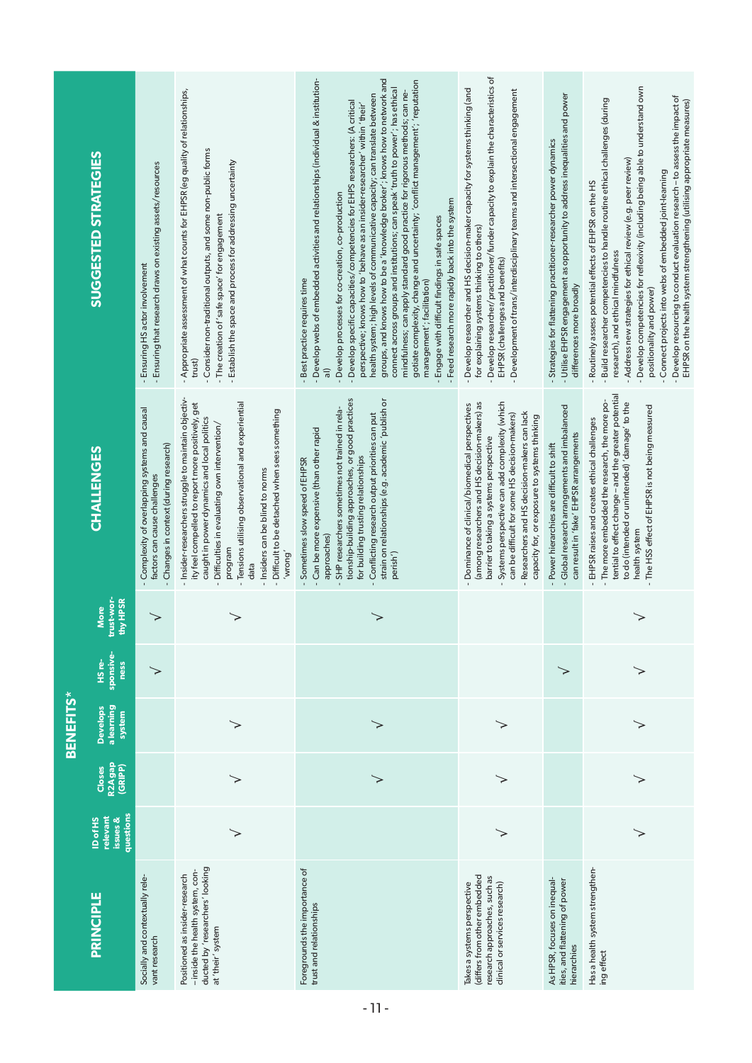| PRINCIPLE | BENEFITS* | | | | | CHALLENGES | SUGGESTED STRATEGIES |
|---|---|---|---|---|---|---|---|
| | ID of HS relevant issues & questions | Closes R2A gap (GRIPP) | Develops a learning system | HS responsiveness | More trustworthy HPSR | | |
| Socially and contextually relevant research | | | | ✓ | ✓ | - Complexity of overlapping systems and causal factors can cause challenges<br>- Changes in context (during research) | - Ensuring HS actor involvement<br>- Ensuring that research draws on existing assets/resources |
| Positioned as insider-research – inside the health system, conducted by 'researchers' looking at 'their' system | ✓ | ✓ | ✓ | | ✓ | - Insider-researchers struggle to maintain objectivity feel compelled to report more positively, get caught in power dynamics and local politics<br>- Difficulties in evaluating own intervention/program<br>- Tensions utilising observational and experiential data<br>- Insiders can be blind to norms<br>- Difficult to be detached when sees something 'wrong' | - Appropriate assessment of what counts for EHPSR (eg quality of relationships, trust)<br>- Consider non-traditional outputs, and some non-public forms<br>- The creation of 'safe space' for engagement<br>- Establish the space and process for addressing uncertainty |
| Foregrounds the importance of trust and relationships | | ✓ | ✓ | | ✓ | - Sometimes slow speed of EHPSR<br>- Can be more expensive (than other rapid approaches)<br>- SHP researchers sometimes not trained in relationship-building approaches, or good practices for building trusting relationships<br>- Conflicting research output priorities can put strain on relationships (e.g. academic 'publish or perish') | - Best practice requires time<br>- Develop webs of embedded activities and relationships (individual & institutional)<br>- Develop processes for co-creation, co-production<br>- Develop specific capacities/competencies for EHPS researchers: (A critical perspective; knows how to 'behave as an insider-researcher' within 'their' health system; high levels of communicative capacity; can translate between groups, and knows how to be a 'knowledge broker'; knows how to network and connect across groups and institutions; can speak 'truth to power'; has ethical mindfulness; can apply standard good practice for rigorous methods; can negotiate complexity, change and uncertainty; 'conflict management'; 'reputation management'; facilitation)<br>- Engage with difficult findings in safe spaces<br>- Feed research more rapidly back into the system |
| Takes a systems perspective (differs from other embedded research approaches, such as clinical or services research) | ✓ | ✓ | ✓ | | | - Dominance of clinical/biomedical perspectives (among researchers and HS decision-makers) as barrier to taking a systems perspective<br>- Systems perspective can add complexity (which can be difficult for some HS decision-makers)<br>- Researchers and HS decision-makers can lack capacity for, or exposure to systems thinking | - Develop researcher and HS decision-maker capacity for systems thinking (and for explaining systems thinking to others)<br>- Develop researcher/practitioner/funder capacity to explain the characteristics of EHPSR (challenges and benefits)<br>- Development of trans/interdisciplinary teams and intersectional engagement |
| As HPSR, focuses on inequalities, and flattening of power hierarchies | | | | ✓ | | - Power hierarchies are difficult to shift<br>- Global research arrangements and imbalanced can result in 'fake' EHPSR arrangements | - Strategies for flattening practitioner-researcher power dynamics<br>- Utilise EHPSR engagement as opportunity to address inequalities and power differences more broadly |
| Has a health system strengthening effect | ✓ | ✓ | ✓ | ✓ | ✓ | - EHPSR raises and creates ethical challenges<br>- The more embedded the research, the more potential to effect change – and the greater potential to do (intended or unintended) 'damage' to the health system<br>- The HSS effect of EHPSR is not being measured | - Routinely assess potential effects of EHPSR on the HS<br>- Build researcher competencies to handle routine ethical challenges (during research), and ethical mindfulness<br>- Address new strategies for ethical review (e.g. peer review)<br>- Develop competencies for reflexivity (including being able to understand own positionality and power)<br>- Connect projects into webs of embedded joint-learning<br>- Develop resourcing to conduct evaluation research – to assess the impact of EHPSR on the health system strengthening (utilising appropriate measures) |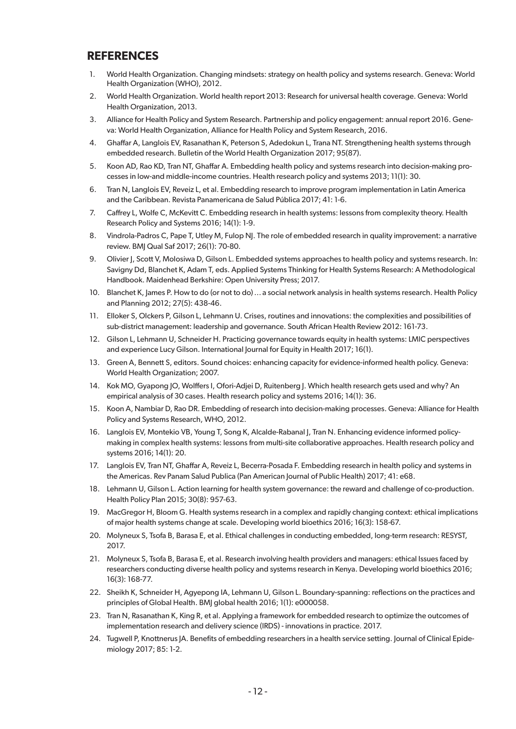## REFERENCES

1. World Health Organization. Changing mindsets: strategy on health policy and systems research. Geneva: World Health Organization (WHO), 2012.
2. World Health Organization. World health report 2013: Research for universal health coverage. Geneva: World Health Organization, 2013.
3. Alliance for Health Policy and System Research. Partnership and policy engagement: annual report 2016. Geneva: World Health Organization, Alliance for Health Policy and System Research, 2016.
4. Ghaffar A, Langlois EV, Rasanathan K, Peterson S, Adedokun L, Trana NT. Strengthening health systems through embedded research. Bulletin of the World Health Organization 2017; 95(87).
5. Koon AD, Rao KD, Tran NT, Ghaffar A. Embedding health policy and systems research into decision-making processes in low-and middle-income countries. Health research policy and systems 2013; 11(1): 30.
6. Tran N, Langlois EV, Reveiz L, et al. Embedding research to improve program implementation in Latin America and the Caribbean. Revista Panamericana de Salud Pública 2017; 41: 1-6.
7. Caffrey L, Wolfe C, McKevitt C. Embedding research in health systems: lessons from complexity theory. Health Research Policy and Systems 2016; 14(1): 1-9.
8. Vindrola-Padros C, Pape T, Utley M, Fulop NJ. The role of embedded research in quality improvement: a narrative review. BMJ Qual Saf 2017; 26(1): 70-80.
9. Olivier J, Scott V, Molosiwa D, Gilson L. Embedded systems approaches to health policy and systems research. In: Savigny Dd, Blanchet K, Adam T, eds. Applied Systems Thinking for Health Systems Research: A Methodological Handbook. Maidenhead Berkshire: Open University Press; 2017.
10. Blanchet K, James P. How to do (or not to do) … a social network analysis in health systems research. Health Policy and Planning 2012; 27(5): 438-46.
11. Elloker S, Olckers P, Gilson L, Lehmann U. Crises, routines and innovations: the complexities and possibilities of sub-district management: leadership and governance. South African Health Review 2012: 161-73.
12. Gilson L, Lehmann U, Schneider H. Practicing governance towards equity in health systems: LMIC perspectives and experience Lucy Gilson. International Journal for Equity in Health 2017; 16(1).
13. Green A, Bennett S, editors. Sound choices: enhancing capacity for evidence-informed health policy. Geneva: World Health Organization; 2007.
14. Kok MO, Gyapong JO, Wolffers I, Ofori-Adjei D, Ruitenberg J. Which health research gets used and why? An empirical analysis of 30 cases. Health research policy and systems 2016; 14(1): 36.
15. Koon A, Nambiar D, Rao DR. Embedding of research into decision-making processes. Geneva: Alliance for Health Policy and Systems Research, WHO, 2012.
16. Langlois EV, Montekio VB, Young T, Song K, Alcalde-Rabanal J, Tran N. Enhancing evidence informed policy-making in complex health systems: lessons from multi-site collaborative approaches. Health research policy and systems 2016; 14(1): 20.
17. Langlois EV, Tran NT, Ghaffar A, Reveiz L, Becerra-Posada F. Embedding research in health policy and systems in the Americas. Rev Panam Salud Publica (Pan American Journal of Public Health) 2017; 41: e68.
18. Lehmann U, Gilson L. Action learning for health system governance: the reward and challenge of co-production. Health Policy Plan 2015; 30(8): 957-63.
19. MacGregor H, Bloom G. Health systems research in a complex and rapidly changing context: ethical implications of major health systems change at scale. Developing world bioethics 2016; 16(3): 158-67.
20. Molyneux S, Tsofa B, Barasa E, et al. Ethical challenges in conducting embedded, long-term research: RESYST, 2017.
21. Molyneux S, Tsofa B, Barasa E, et al. Research involving health providers and managers: ethical Issues faced by researchers conducting diverse health policy and systems research in Kenya. Developing world bioethics 2016; 16(3): 168-77.
22. Sheikh K, Schneider H, Agyepong IA, Lehmann U, Gilson L. Boundary-spanning: reflections on the practices and principles of Global Health. BMJ global health 2016; 1(1): e000058.
23. Tran N, Rasanathan K, King R, et al. Applying a framework for embedded research to optimize the outcomes of implementation research and delivery science (IRDS) - innovations in practice. 2017.
24. Tugwell P, Knottnerus JA. Benefits of embedding researchers in a health service setting. Journal of Clinical Epidemiology 2017; 85: 1-2.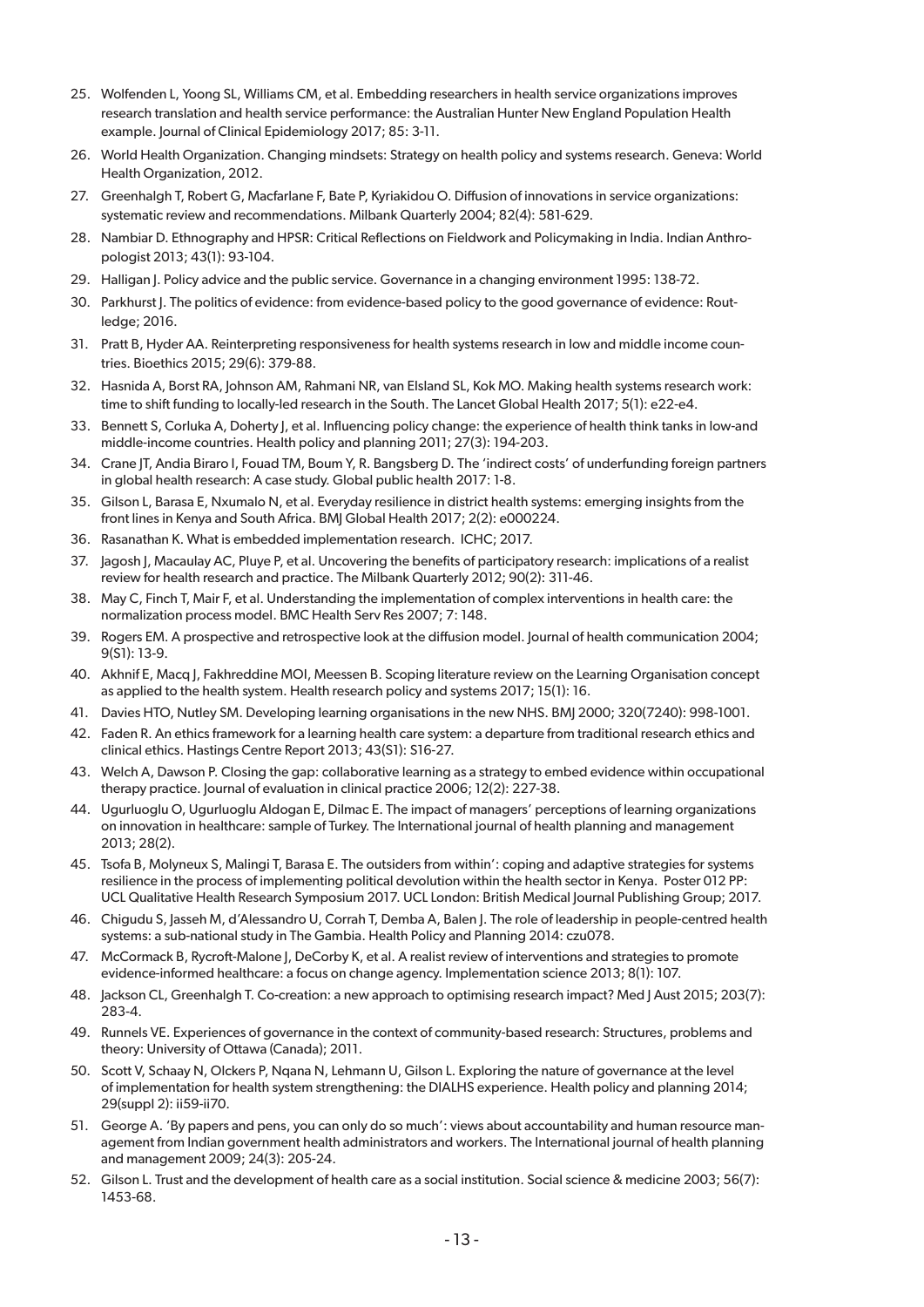25. Wolfenden L, Yoong SL, Williams CM, et al. Embedding researchers in health service organizations improves research translation and health service performance: the Australian Hunter New England Population Health example. Journal of Clinical Epidemiology 2017; 85: 3-11.
26. World Health Organization. Changing mindsets: Strategy on health policy and systems research. Geneva: World Health Organization, 2012.
27. Greenhalgh T, Robert G, Macfarlane F, Bate P, Kyriakidou O. Diffusion of innovations in service organizations: systematic review and recommendations. Milbank Quarterly 2004; 82(4): 581-629.
28. Nambiar D. Ethnography and HPSR: Critical Reflections on Fieldwork and Policymaking in India. Indian Anthropologist 2013; 43(1): 93-104.
29. Halligan J. Policy advice and the public service. Governance in a changing environment 1995: 138-72.
30. Parkhurst J. The politics of evidence: from evidence-based policy to the good governance of evidence: Routledge; 2016.
31. Pratt B, Hyder AA. Reinterpreting responsiveness for health systems research in low and middle income countries. Bioethics 2015; 29(6): 379-88.
32. Hasnida A, Borst RA, Johnson AM, Rahmani NR, van Elsland SL, Kok MO. Making health systems research work: time to shift funding to locally-led research in the South. The Lancet Global Health 2017; 5(1): e22-e4.
33. Bennett S, Corluka A, Doherty J, et al. Influencing policy change: the experience of health think tanks in low-and middle-income countries. Health policy and planning 2011; 27(3): 194-203.
34. Crane JT, Andia Biraro I, Fouad TM, Boum Y, R. Bangsberg D. The 'indirect costs' of underfunding foreign partners in global health research: A case study. Global public health 2017: 1-8.
35. Gilson L, Barasa E, Nxumalo N, et al. Everyday resilience in district health systems: emerging insights from the front lines in Kenya and South Africa. BMJ Global Health 2017; 2(2): e000224.
36. Rasanathan K. What is embedded implementation research. ICHC; 2017.
37. Jagosh J, Macaulay AC, Pluye P, et al. Uncovering the benefits of participatory research: implications of a realist review for health research and practice. The Milbank Quarterly 2012; 90(2): 311-46.
38. May C, Finch T, Mair F, et al. Understanding the implementation of complex interventions in health care: the normalization process model. BMC Health Serv Res 2007; 7: 148.
39. Rogers EM. A prospective and retrospective look at the diffusion model. Journal of health communication 2004; 9(S1): 13-9.
40. Akhnif E, Macq J, Fakhreddine MOI, Meessen B. Scoping literature review on the Learning Organisation concept as applied to the health system. Health research policy and systems 2017; 15(1): 16.
41. Davies HTO, Nutley SM. Developing learning organisations in the new NHS. BMJ 2000; 320(7240): 998-1001.
42. Faden R. An ethics framework for a learning health care system: a departure from traditional research ethics and clinical ethics. Hastings Centre Report 2013; 43(S1): S16-27.
43. Welch A, Dawson P. Closing the gap: collaborative learning as a strategy to embed evidence within occupational therapy practice. Journal of evaluation in clinical practice 2006; 12(2): 227-38.
44. Ugurluoglu O, Ugurluoglu Aldogan E, Dilmac E. The impact of managers' perceptions of learning organizations on innovation in healthcare: sample of Turkey. The International journal of health planning and management 2013; 28(2).
45. Tsofa B, Molyneux S, Malingi T, Barasa E. The outsiders from within': coping and adaptive strategies for systems resilience in the process of implementing political devolution within the health sector in Kenya. Poster 012 PP: UCL Qualitative Health Research Symposium 2017. UCL London: British Medical Journal Publishing Group; 2017.
46. Chigudu S, Jasseh M, d'Alessandro U, Corrah T, Demba A, Balen J. The role of leadership in people-centred health systems: a sub-national study in The Gambia. Health Policy and Planning 2014: czu078.
47. McCormack B, Rycroft-Malone J, DeCorby K, et al. A realist review of interventions and strategies to promote evidence-informed healthcare: a focus on change agency. Implementation science 2013; 8(1): 107.
48. Jackson CL, Greenhalgh T. Co-creation: a new approach to optimising research impact? Med J Aust 2015; 203(7): 283-4.
49. Runnels VE. Experiences of governance in the context of community-based research: Structures, problems and theory: University of Ottawa (Canada); 2011.
50. Scott V, Schaay N, Olckers P, Nqana N, Lehmann U, Gilson L. Exploring the nature of governance at the level of implementation for health system strengthening: the DIALHS experience. Health policy and planning 2014; 29(suppl 2): ii59-ii70.
51. George A. 'By papers and pens, you can only do so much': views about accountability and human resource management from Indian government health administrators and workers. The International journal of health planning and management 2009; 24(3): 205-24.
52. Gilson L. Trust and the development of health care as a social institution. Social science & medicine 2003; 56(7): 1453-68.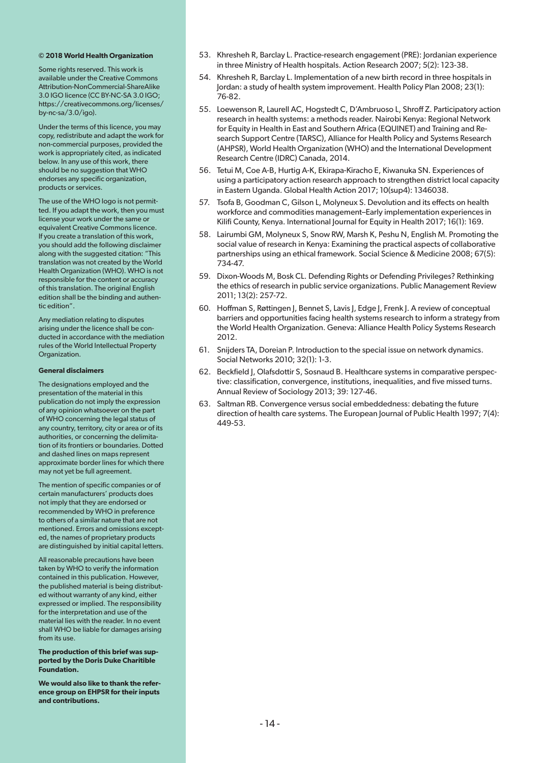53. Khresheh R, Barclay L. Practice-research engagement (PRE): Jordanian experience in three Ministry of Health hospitals. Action Research 2007; 5(2): 123-38.
54. Khresheh R, Barclay L. Implementation of a new birth record in three hospitals in Jordan: a study of health system improvement. Health Policy Plan 2008; 23(1): 76-82.
55. Loewenson R, Laurell AC, Hogstedt C, D'Ambruoso L, Shroff Z. Participatory action research in health systems: a methods reader. Nairobi Kenya: Regional Network for Equity in Health in East and Southern Africa (EQUINET) and Training and Research Support Centre (TARSC), Alliance for Health Policy and Systems Research (AHPSR), World Health Organization (WHO) and the International Development Research Centre (IDRC) Canada, 2014.
56. Tetui M, Coe A-B, Hurtig A-K, Ekirapa-Kiracho E, Kiwanuka SN. Experiences of using a participatory action research approach to strengthen district local capacity in Eastern Uganda. Global Health Action 2017; 10(sup4): 1346038.
57. Tsofa B, Goodman C, Gilson L, Molyneux S. Devolution and its effects on health workforce and commodities management–Early implementation experiences in Kilifi County, Kenya. International Journal for Equity in Health 2017; 16(1): 169.
58. Lairumbi GM, Molyneux S, Snow RW, Marsh K, Peshu N, English M. Promoting the social value of research in Kenya: Examining the practical aspects of collaborative partnerships using an ethical framework. Social Science & Medicine 2008; 67(5): 734-47.
59. Dixon-Woods M, Bosk CL. Defending Rights or Defending Privileges? Rethinking the ethics of research in public service organizations. Public Management Review 2011; 13(2): 257-72.
60. Hoffman S, Røttingen J, Bennet S, Lavis J, Edge J, Frenk J. A review of conceptual barriers and opportunities facing health systems research to inform a strategy from the World Health Organization. Geneva: Alliance Health Policy Systems Research 2012.
61. Snijders TA, Doreian P. Introduction to the special issue on network dynamics. Social Networks 2010; 32(1): 1-3.
62. Beckfield J, Olafsdottir S, Sosnaud B. Healthcare systems in comparative perspective: classification, convergence, institutions, inequalities, and five missed turns. Annual Review of Sociology 2013; 39: 127-46.
63. Saltman RB. Convergence versus social embeddedness: debating the future direction of health care systems. The European Journal of Public Health 1997; 7(4): 449-53.

**© 2018 World Health Organization**

Some rights reserved. This work is available under the Creative Commons Attribution-NonCommercial-ShareAlike 3.0 IGO licence (CC BY-NC-SA 3.0 IGO; https://creativecommons.org/licenses/by-nc-sa/3.0/igo).

Under the terms of this licence, you may copy, redistribute and adapt the work for non-commercial purposes, provided the work is appropriately cited, as indicated below. In any use of this work, there should be no suggestion that WHO endorses any specific organization, products or services.

The use of the WHO logo is not permitted. If you adapt the work, then you must license your work under the same or equivalent Creative Commons licence. If you create a translation of this work, you should add the following disclaimer along with the suggested citation: "This translation was not created by the World Health Organization (WHO). WHO is not responsible for the content or accuracy of this translation. The original English edition shall be the binding and authentic edition".

Any mediation relating to disputes arising under the licence shall be conducted in accordance with the mediation rules of the World Intellectual Property Organization.

**General disclaimers**

The designations employed and the presentation of the material in this publication do not imply the expression of any opinion whatsoever on the part of WHO concerning the legal status of any country, territory, city or area or of its authorities, or concerning the delimitation of its frontiers or boundaries. Dotted and dashed lines on maps represent approximate border lines for which there may not yet be full agreement.

The mention of specific companies or of certain manufacturers' products does not imply that they are endorsed or recommended by WHO in preference to others of a similar nature that are not mentioned. Errors and omissions excepted, the names of proprietary products are distinguished by initial capital letters.

All reasonable precautions have been taken by WHO to verify the information contained in this publication. However, the published material is being distributed without warranty of any kind, either expressed or implied. The responsibility for the interpretation and use of the material lies with the reader. In no event shall WHO be liable for damages arising from its use.

**The production of this brief was supported by the Doris Duke Charitible Foundation.**

**We would also like to thank the reference group on EHPSR for their inputs and contributions.**